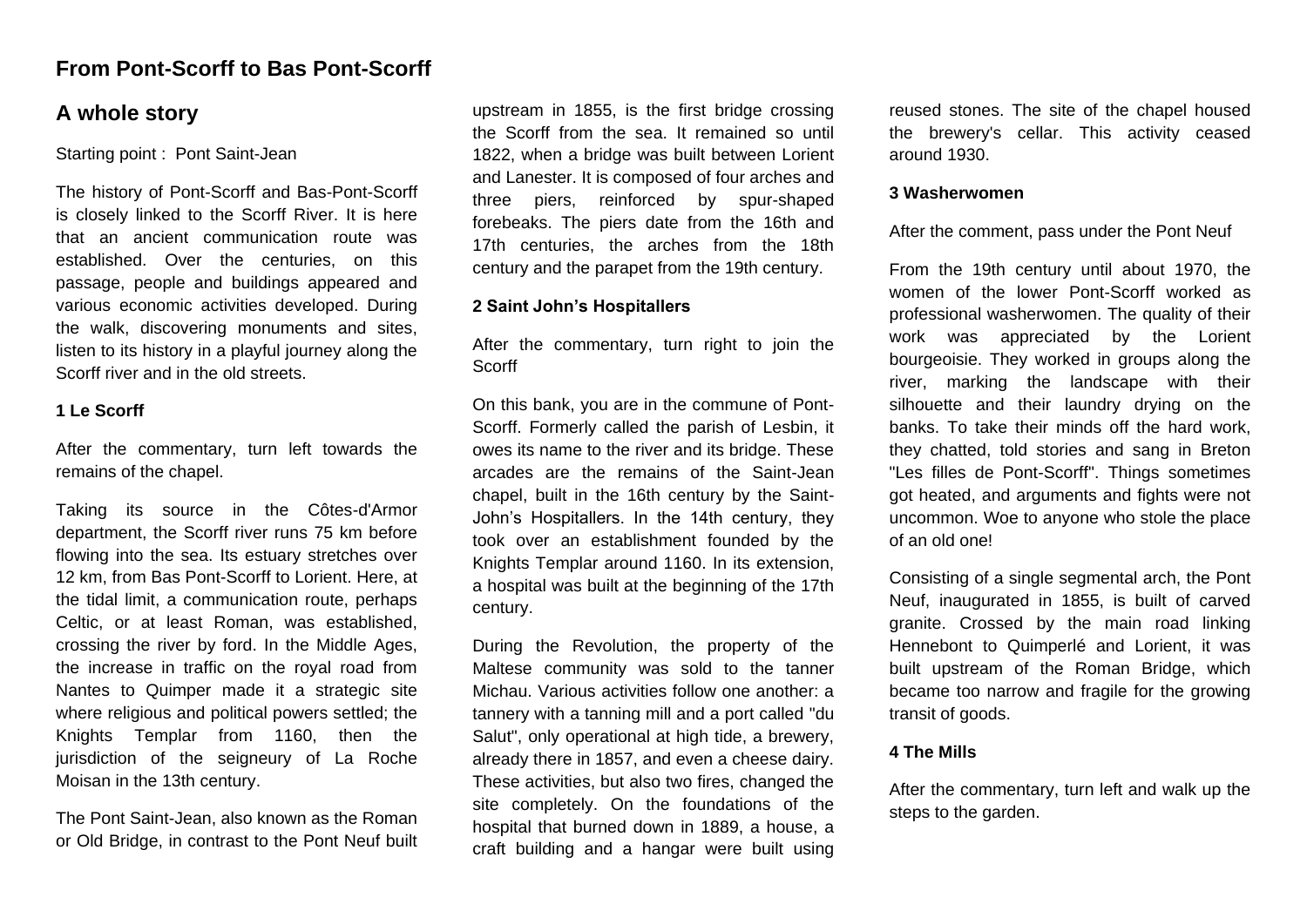# From Pont-Scorff to Bas Pont-Scorff

## A whole story

Starting point : Pont Saint-Jean

The history of Pont-Scorff and Bas-Pont-Scorff is closely linked to the Scorff River. It is here that an ancient communication route was established. Over the centuries, on this passage, people and buildings appeared and various economic activities developed. During the walk, discovering monuments and sites, listen to its history in a playful journey along the Scorff river and in the old streets.

### 1 Le Scorff

After the commentary, turn left towards the remains of the chapel.

Taking its source in the Côtes-d'Armor department, the Scorff river runs 75 km before flowing into the sea. Its estuary stretches over 12 km, from Bas Pont-Scorff to Lorient. Here, at the tidal limit, a communication route, perhaps Celtic, or at least Roman, was established, crossing the river by ford. In the Middle Ages, the increase in traffic on the royal road from Nantes to Quimper made it a strategic site where religious and political powers settled; the Knights Templar from 1160, then the jurisdiction of the seigneury of La Roche Moisan in the 13th century.

The Pont Saint-Jean, also known as the Roman or Old Bridge, in contrast to the Pont Neuf built upstream in 1855, is the first bridge crossing the Scorff from the sea. It remained so until 1822, when a bridge was built between Lorient and Lanester. It is composed of four arches and three piers, reinforced by spur-shaped forebeaks. The piers date from the 16th and 17th centuries, the arches from the 18th century and the parapet from the 19th century.

### 2 Saint John's Hospitallers

After the commentary, turn right to join the Scorff

On this bank, you are in the commune of Pont-Scorff. Formerly called the parish of Lesbin, it owes its name to the river and its bridge. These arcades are the remains of the Saint-Jean chapel, built in the 16th century by the Saint-John's Hospitallers. In the 14th century, they took over an establishment founded by the Knights Templar around 1160. In its extension, a hospital was built at the beginning of the 17th century.

During the Revolution, the property of the Maltese community was sold to the tanner Michau. Various activities follow one another: a tannery with a tanning mill and a port called "du Salut", only operational at high tide, a brewery, already there in 1857, and even a cheese dairy. These activities, but also two fires, changed the site completely. On the foundations of the hospital that burned down in 1889, a house, a craft building and a hangar were built using reused stones. The site of the chapel housed the brewery's cellar. This activity ceased around 1930.

### 3 Washerwomen

After the comment, pass under the Pont Neuf

From the 19th century until about 1970, the women of the lower Pont-Scorff worked as professional washerwomen. The quality of their work was appreciated by the Lorient bourgeoisie. They worked in groups along the river, marking the landscape with their silhouette and their laundry drying on the banks. To take their minds off the hard work, they chatted, told stories and sang in Breton "Les filles de Pont-Scorff". Things sometimes got heated, and arguments and fights were not uncommon. Woe to anyone who stole the place of an old one!

Consisting of a single segmental arch, the Pont Neuf, inaugurated in 1855, is built of carved granite. Crossed by the main road linking Hennebont to Quimperlé and Lorient, it was built upstream of the Roman Bridge, which became too narrow and fragile for the growing transit of goods.

### 4 The Mills

After the commentary, turn left and walk up the steps to the garden.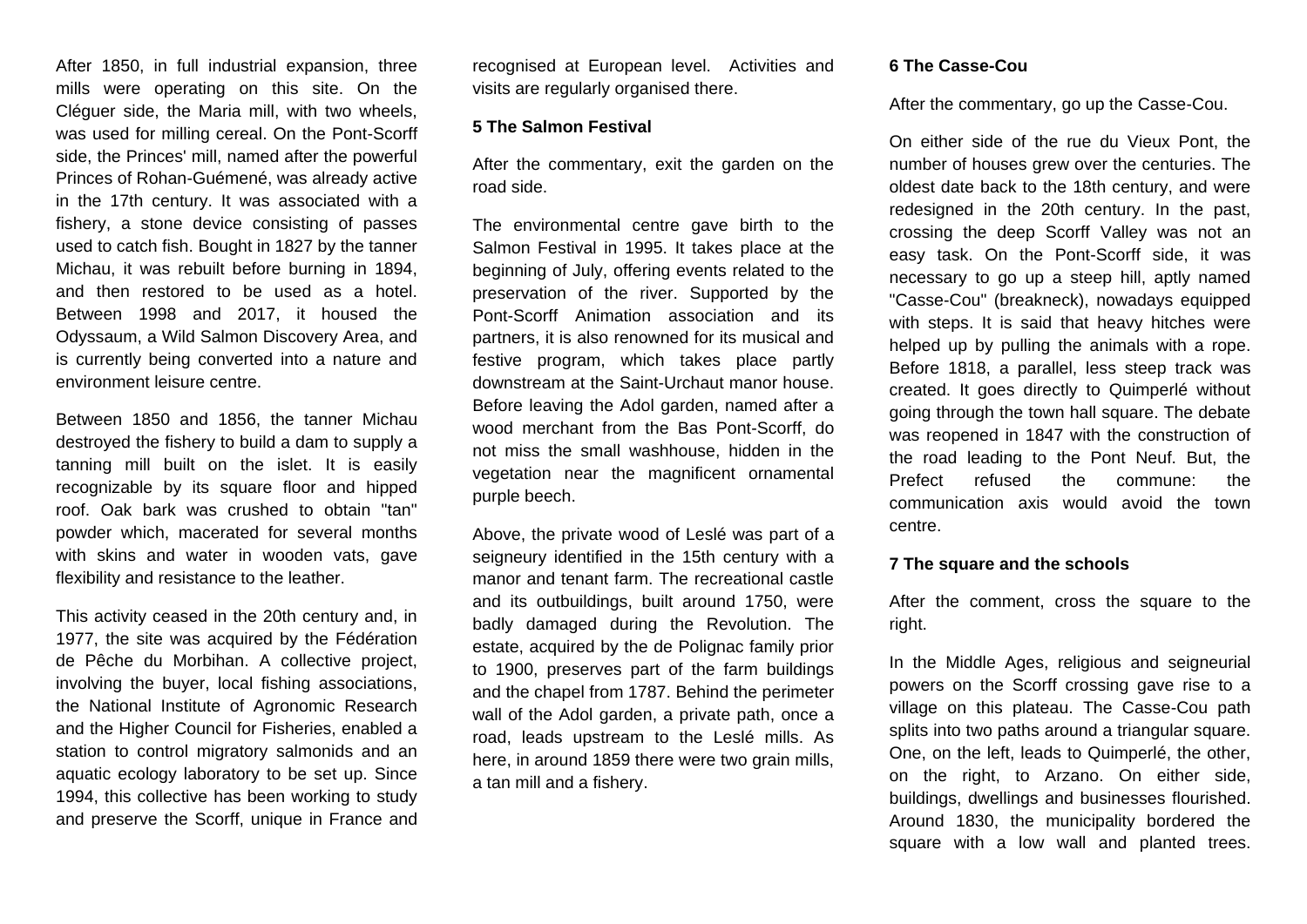After 1850, in full industrial expansion, three mills were operating on this site. On the Cléguer side, the Maria mill, with two wheels, was used for milling cereal. On the Pont-Scorff side, the Princes' mill, named after the powerful Princes of Rohan-Guéméné, was already active in the 17th century. It was associated with a fishery, a stone device consisting of passes used to catch fish. Bought in 1827 by the tanner Michau, it was rebuilt before burning in 1894, and then restored to be used as a hotel. Between 1998 and 2017, it housed the Odyssaum, a Wild Salmon Discovery Area, and is currently being converted into a nature and environment leisure centre.

Between 1850 and 1856, the tanner Michau destroyed the fishery to build a dam to supply a tanning mill built on the islet. It is easily recognizable by its square floor and hipped roof. Oak bark was crushed to obtain "tan" powder which, macerated for several months with skins and water in wooden vats, gave flexibility and resistance to the leather.

This activity ceased in the 20th century and, in 1977, the site was acquired by the Fédération de Pêche du Morbihan. A collective project, involving the buyer, local fishing associations, the National Institute of Agronomic Research and the Higher Council for Fisheries, enabled a station to control migratory salmonids and an aquatic ecology laboratory to be set up. Since 1994, this collective has been working to study and preserve the Scorff, unique in France and recognised at European level. Activities and visits are regularly organised there.

**5 The Salmon Festival**

After the commentary, exit the garden on the road side.

The environmental centre gave birth to the Salmon Festival in 1995. It takes place at the beginning of July, offering events related to the preservation of the river. Supported by the Pont-Scorff Animation association and its partners, it is also renowned for its musical and festive program, which takes place partly downstream at the Saint-Urchaut manor house. Before leaving the Adol garden, named after a wood merchant from the Bas Pont-Scorff, do not miss the small washhouse, hidden in the vegetation near the magnificent ornamental purple beech.

Above, the private wood of Leslé was part of a seigneury identified in the 15th century with a manor and tenant farm. The recreational castle and its outbuildings, built around 1750, were badly damaged during the Revolution. The estate, acquired by the de Polignac family prior to 1900, preserves part of the farm buildings and the chapel from 1787. Behind the perimeter wall of the Adol garden, a private path, once a road, leads upstream to the Leslé mills. As here, in around 1859 there were two grain mills, a tan mill and a fishery.

**6 The Casse-Cou**

After the commentary, go up the Casse-Cou.

On either side of the rue du Vieux Pont, the number of houses grew over the centuries. The oldest date back to the 18th century, and were redesigned in the 20th century. In the past, crossing the deep Scorff Valley was not an easy task. On the Pont-Scorff side, it was necessary to go up a steep hill, aptly named "Casse-Cou" (breakneck), nowadays equipped with steps. It is said that heavy hitches were helped up by pulling the animals with a rope. Before 1818, a parallel, less steep track was created. It goes directly to Quimperlé without going through the town hall square. The debate was reopened in 1847 with the construction of the road leading to the Pont Neuf. But, the Prefect refused the commune: the communication axis would avoid the town centre.

**7 The square and the schools**

After the comment, cross the square to the right.

In the Middle Ages, religious and seigneurial powers on the Scorff crossing gave rise to a village on this plateau. The Casse-Cou path splits into two paths around a triangular square. One, on the left, leads to Quimperlé, the other, on the right, to Arzano. On either side, buildings, dwellings and businesses flourished. Around 1830, the municipality bordered the square with a low wall and planted trees.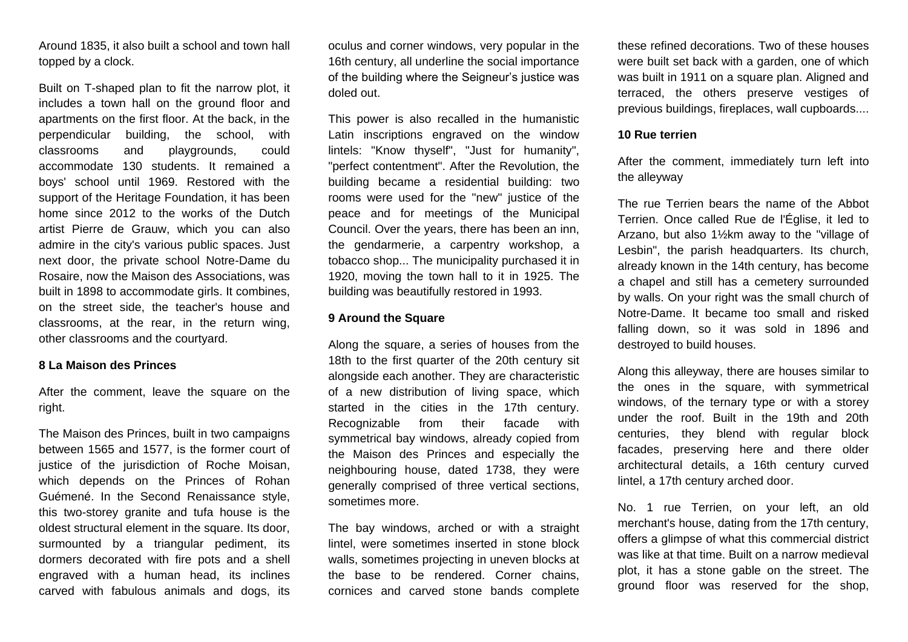Around 1835, it also built a school and town hall topped by a clock.

Built on T-shaped plan to fit the narrow plot, it includes a town hall on the ground floor and apartments on the first floor. At the back, in the perpendicular building, the school, with classrooms and playgrounds, could accommodate 130 students. It remained a boys' school until 1969. Restored with the support of the Heritage Foundation, it has been home since 2012 to the works of the Dutch artist Pierre de Grauw, which you can also admire in the city's various public spaces. Just next door, the private school Notre-Dame du Rosaire, now the Maison des Associations, was built in 1898 to accommodate girls. It combines, on the street side, the teacher's house and classrooms, at the rear, in the return wing, other classrooms and the courtyard.

**8 La Maison des Princes**

After the comment, leave the square on the right.

The Maison des Princes, built in two campaigns between 1565 and 1577, is the former court of justice of the jurisdiction of Roche Moisan, which depends on the Princes of Rohan Guéméné. In the Second Renaissance style, this two-storey granite and tufa house is the oldest structural element in the square. Its door, surmounted by a triangular pediment, its dormers decorated with fire pots and a shell engraved with a human head, its inclines carved with fabulous animals and dogs, its oculus and corner windows, very popular in the 16th century, all underline the social importance of the building where the Seigneur's justice was doled out.

This power is also recalled in the humanistic Latin inscriptions engraved on the window lintels: "Know thyself", "Just for humanity", "perfect contentment". After the Revolution, the building became a residential building: two rooms were used for the "new" justice of the peace and for meetings of the Municipal Council. Over the years, there has been an inn, the gendarmerie, a carpentry workshop, a tobacco shop... The municipality purchased it in 1920, moving the town hall to it in 1925. The building was beautifully restored in 1993.

**9 Around the Square**

Along the square, a series of houses from the 18th to the first quarter of the 20th century sit alongside each another. They are characteristic of a new distribution of living space, which started in the cities in the 17th century. Recognizable from their facade with symmetrical bay windows, already copied from the Maison des Princes and especially the neighbouring house, dated 1738, they were generally comprised of three vertical sections, sometimes more.

The bay windows, arched or with a straight lintel, were sometimes inserted in stone block walls, sometimes projecting in uneven blocks at the base to be rendered. Corner chains, cornices and carved stone bands complete these refined decorations. Two of these houses were built set back with a garden, one of which was built in 1911 on a square plan. Aligned and terraced, the others preserve vestiges of previous buildings, fireplaces, wall cupboards....

**10 Rue terrien**

After the comment, immediately turn left into the alleyway

The rue Terrien bears the name of the Abbot Terrien. Once called Rue de l'Église, it led to Arzano, but also 1½km away to the "village of Lesbin", the parish headquarters. Its church, already known in the 14th century, has become a chapel and still has a cemetery surrounded by walls. On your right was the small church of Notre-Dame. It became too small and risked falling down, so it was sold in 1896 and destroyed to build houses.

Along this alleyway, there are houses similar to the ones in the square, with symmetrical windows, of the ternary type or with a storey under the roof. Built in the 19th and 20th centuries, they blend with regular block facades, preserving here and there older architectural details, a 16th century curved lintel, a 17th century arched door.

No. 1 rue Terrien, on your left, an old merchant's house, dating from the 17th century, offers a glimpse of what this commercial district was like at that time. Built on a narrow medieval plot, it has a stone gable on the street. The ground floor was reserved for the shop,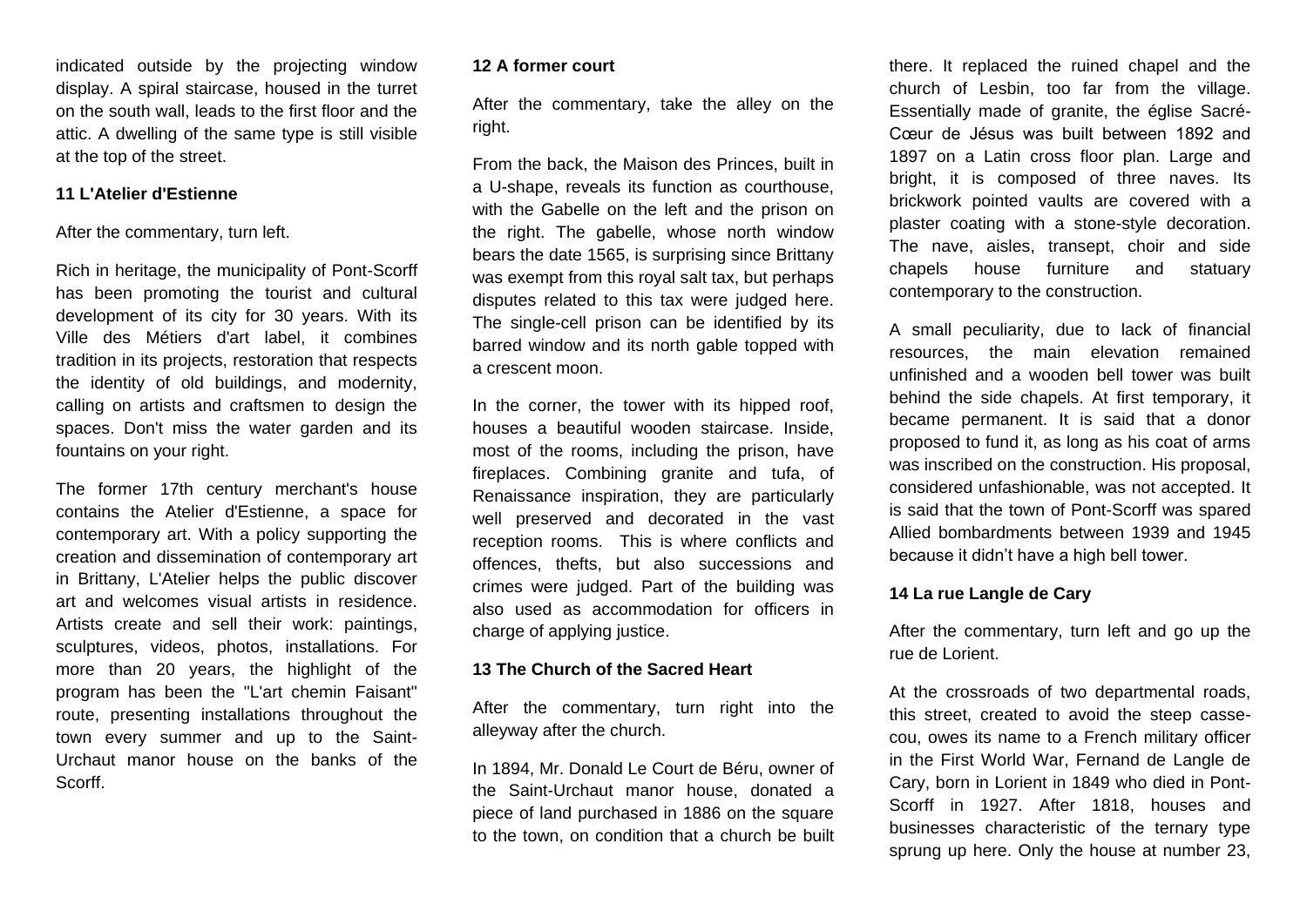indicated outside by the projecting window display. A spiral staircase, housed in the turret on the south wall, leads to the first floor and the attic. A dwelling of the same type is still visible at the top of the street.

**11 L'Atelier d'Estienne**

After the commentary, turn left.

Rich in heritage, the municipality of Pont-Scorff has been promoting the tourist and cultural development of its city for 30 years. With its Ville des Métiers d'art label, it combines tradition in its projects, restoration that respects the identity of old buildings, and modernity, calling on artists and craftsmen to design the spaces. Don't miss the water garden and its fountains on your right.

The former 17th century merchant's house contains the Atelier d'Estienne, a space for contemporary art. With a policy supporting the creation and dissemination of contemporary art in Brittany, L'Atelier helps the public discover art and welcomes visual artists in residence. Artists create and sell their work: paintings, sculptures, videos, photos, installations. For more than 20 years, the highlight of the program has been the "L'art chemin Faisant" route, presenting installations throughout the town every summer and up to the Saint-Urchaut manor house on the banks of the Scorff.

**12 A former court**

After the commentary, take the alley on the right.

From the back, the Maison des Princes, built in a U-shape, reveals its function as courthouse, with the Gabelle on the left and the prison on the right. The gabelle, whose north window bears the date 1565, is surprising since Brittany was exempt from this royal salt tax, but perhaps disputes related to this tax were judged here. The single-cell prison can be identified by its barred window and its north gable topped with a crescent moon.

In the corner, the tower with its hipped roof, houses a beautiful wooden staircase. Inside, most of the rooms, including the prison, have fireplaces. Combining granite and tufa, of Renaissance inspiration, they are particularly well preserved and decorated in the vast reception rooms. This is where conflicts and offences, thefts, but also successions and crimes were judged. Part of the building was also used as accommodation for officers in charge of applying justice.

**13 The Church of the Sacred Heart**

After the commentary, turn right into the alleyway after the church.

In 1894, Mr. Donald Le Court de Béru, owner of the Saint-Urchaut manor house, donated a piece of land purchased in 1886 on the square to the town, on condition that a church be built there. It replaced the ruined chapel and the church of Lesbin, too far from the village. Essentially made of granite, the église Sacré-Cœur de Jésus was built between 1892 and 1897 on a Latin cross floor plan. Large and bright, it is composed of three naves. Its brickwork pointed vaults are covered with a plaster coating with a stone-style decoration. The nave, aisles, transept, choir and side chapels house furniture and statuary contemporary to the construction.

A small peculiarity, due to lack of financial resources, the main elevation remained unfinished and a wooden bell tower was built behind the side chapels. At first temporary, it became permanent. It is said that a donor proposed to fund it, as long as his coat of arms was inscribed on the construction. His proposal, considered unfashionable, was not accepted. It is said that the town of Pont-Scorff was spared Allied bombardments between 1939 and 1945 because it didn't have a high bell tower.

**14 La rue Langle de Cary**

After the commentary, turn left and go up the rue de Lorient.

At the crossroads of two departmental roads, this street, created to avoid the steep casse-cou, owes its name to a French military officer in the First World War, Fernand de Langle de Cary, born in Lorient in 1849 who died in Pont-Scorff in 1927. After 1818, houses and businesses characteristic of the ternary type sprung up here. Only the house at number 23,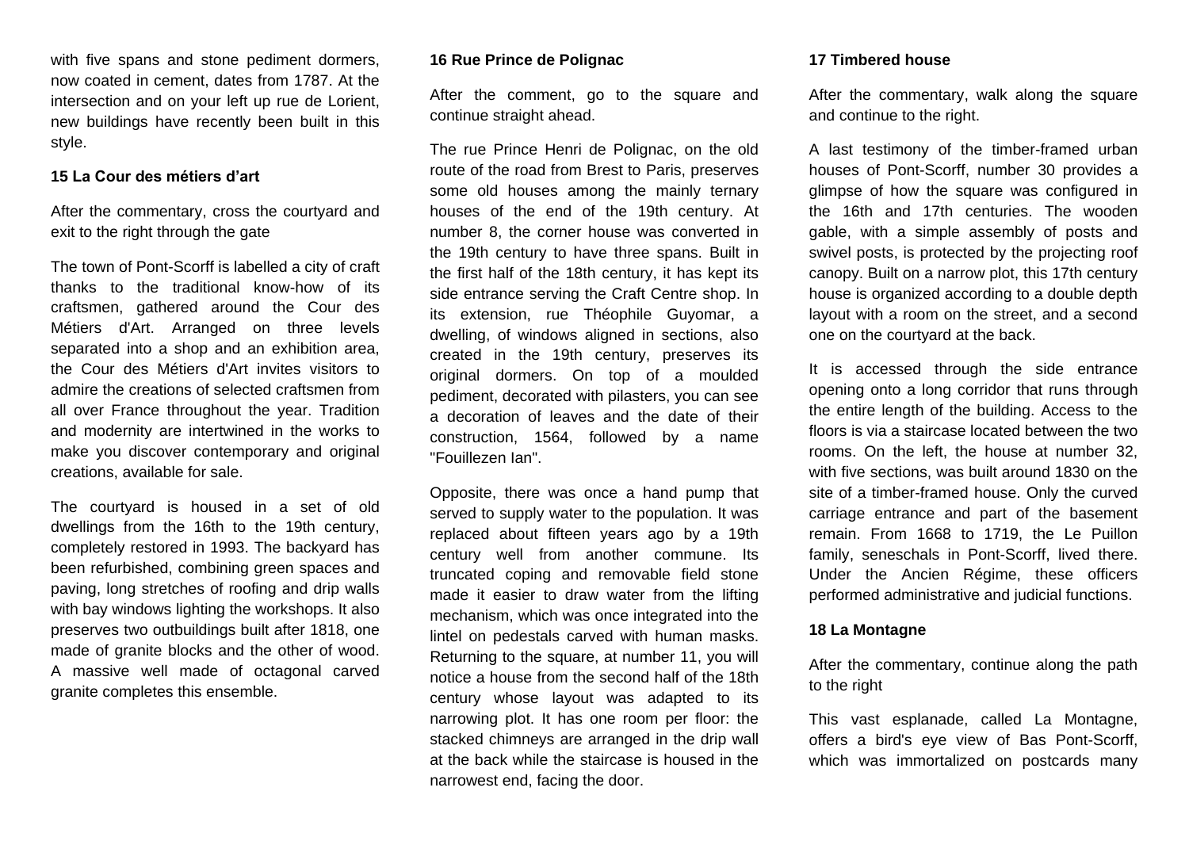with five spans and stone pediment dormers, now coated in cement, dates from 1787. At the intersection and on your left up rue de Lorient, new buildings have recently been built in this style.

**15 La Cour des métiers d'art**

After the commentary, cross the courtyard and exit to the right through the gate

The town of Pont-Scorff is labelled a city of craft thanks to the traditional know-how of its craftsmen, gathered around the Cour des Métiers d'Art. Arranged on three levels separated into a shop and an exhibition area, the Cour des Métiers d'Art invites visitors to admire the creations of selected craftsmen from all over France throughout the year. Tradition and modernity are intertwined in the works to make you discover contemporary and original creations, available for sale.

The courtyard is housed in a set of old dwellings from the 16th to the 19th century, completely restored in 1993. The backyard has been refurbished, combining green spaces and paving, long stretches of roofing and drip walls with bay windows lighting the workshops. It also preserves two outbuildings built after 1818, one made of granite blocks and the other of wood. A massive well made of octagonal carved granite completes this ensemble.

**16 Rue Prince de Polignac**

After the comment, go to the square and continue straight ahead.

The rue Prince Henri de Polignac, on the old route of the road from Brest to Paris, preserves some old houses among the mainly ternary houses of the end of the 19th century. At number 8, the corner house was converted in the 19th century to have three spans. Built in the first half of the 18th century, it has kept its side entrance serving the Craft Centre shop. In its extension, rue Théophile Guyomar, a dwelling, of windows aligned in sections, also created in the 19th century, preserves its original dormers. On top of a moulded pediment, decorated with pilasters, you can see a decoration of leaves and the date of their construction, 1564, followed by a name "Fouillezen Ian".

Opposite, there was once a hand pump that served to supply water to the population. It was replaced about fifteen years ago by a 19th century well from another commune. Its truncated coping and removable field stone made it easier to draw water from the lifting mechanism, which was once integrated into the lintel on pedestals carved with human masks. Returning to the square, at number 11, you will notice a house from the second half of the 18th century whose layout was adapted to its narrowing plot. It has one room per floor: the stacked chimneys are arranged in the drip wall at the back while the staircase is housed in the narrowest end, facing the door.

**17 Timbered house**

After the commentary, walk along the square and continue to the right.

A last testimony of the timber-framed urban houses of Pont-Scorff, number 30 provides a glimpse of how the square was configured in the 16th and 17th centuries. The wooden gable, with a simple assembly of posts and swivel posts, is protected by the projecting roof canopy. Built on a narrow plot, this 17th century house is organized according to a double depth layout with a room on the street, and a second one on the courtyard at the back.

It is accessed through the side entrance opening onto a long corridor that runs through the entire length of the building. Access to the floors is via a staircase located between the two rooms. On the left, the house at number 32, with five sections, was built around 1830 on the site of a timber-framed house. Only the curved carriage entrance and part of the basement remain. From 1668 to 1719, the Le Puillon family, seneschals in Pont-Scorff, lived there. Under the Ancien Régime, these officers performed administrative and judicial functions.

**18 La Montagne**

After the commentary, continue along the path to the right

This vast esplanade, called La Montagne, offers a bird's eye view of Bas Pont-Scorff, which was immortalized on postcards many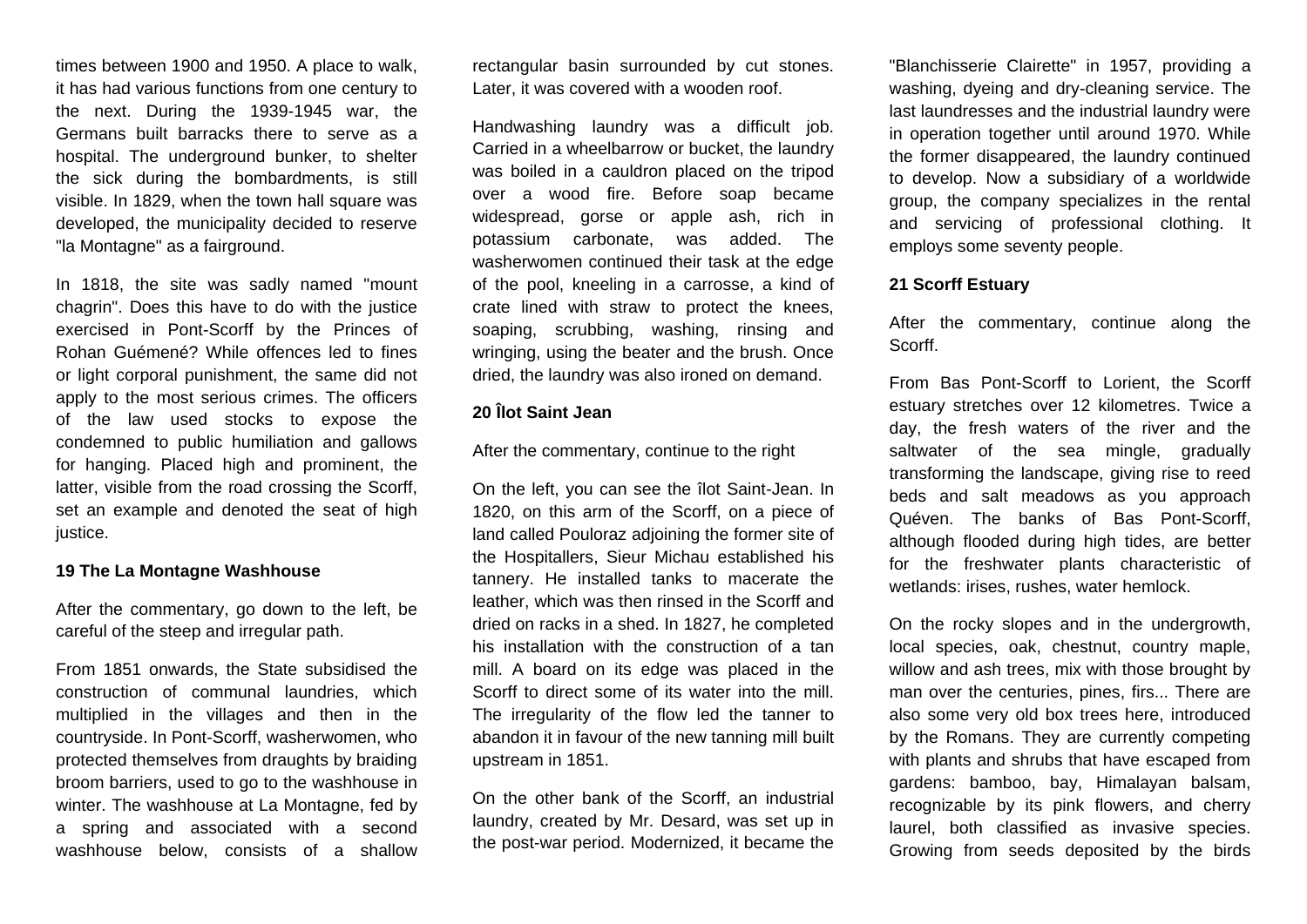times between 1900 and 1950. A place to walk, it has had various functions from one century to the next. During the 1939-1945 war, the Germans built barracks there to serve as a hospital. The underground bunker, to shelter the sick during the bombardments, is still visible. In 1829, when the town hall square was developed, the municipality decided to reserve "la Montagne" as a fairground.

In 1818, the site was sadly named "mount chagrin". Does this have to do with the justice exercised in Pont-Scorff by the Princes of Rohan Guémené? While offences led to fines or light corporal punishment, the same did not apply to the most serious crimes. The officers of the law used stocks to expose the condemned to public humiliation and gallows for hanging. Placed high and prominent, the latter, visible from the road crossing the Scorff, set an example and denoted the seat of high justice.

**19 The La Montagne Washhouse**

After the commentary, go down to the left, be careful of the steep and irregular path.

From 1851 onwards, the State subsidised the construction of communal laundries, which multiplied in the villages and then in the countryside. In Pont-Scorff, washerwomen, who protected themselves from draughts by braiding broom barriers, used to go to the washhouse in winter. The washhouse at La Montagne, fed by a spring and associated with a second washhouse below, consists of a shallow rectangular basin surrounded by cut stones. Later, it was covered with a wooden roof.

Handwashing laundry was a difficult job. Carried in a wheelbarrow or bucket, the laundry was boiled in a cauldron placed on the tripod over a wood fire. Before soap became widespread, gorse or apple ash, rich in potassium carbonate, was added. The washerwomen continued their task at the edge of the pool, kneeling in a carrosse, a kind of crate lined with straw to protect the knees, soaping, scrubbing, washing, rinsing and wringing, using the beater and the brush. Once dried, the laundry was also ironed on demand.

**20 Îlot Saint Jean**

After the commentary, continue to the right

On the left, you can see the îlot Saint-Jean. In 1820, on this arm of the Scorff, on a piece of land called Pouloraz adjoining the former site of the Hospitallers, Sieur Michau established his tannery. He installed tanks to macerate the leather, which was then rinsed in the Scorff and dried on racks in a shed. In 1827, he completed his installation with the construction of a tan mill. A board on its edge was placed in the Scorff to direct some of its water into the mill. The irregularity of the flow led the tanner to abandon it in favour of the new tanning mill built upstream in 1851.

On the other bank of the Scorff, an industrial laundry, created by Mr. Desard, was set up in the post-war period. Modernized, it became the "Blanchisserie Clairette" in 1957, providing a washing, dyeing and dry-cleaning service. The last laundresses and the industrial laundry were in operation together until around 1970. While the former disappeared, the laundry continued to develop. Now a subsidiary of a worldwide group, the company specializes in the rental and servicing of professional clothing. It employs some seventy people.

**21 Scorff Estuary**

After the commentary, continue along the Scorff.

From Bas Pont-Scorff to Lorient, the Scorff estuary stretches over 12 kilometres. Twice a day, the fresh waters of the river and the saltwater of the sea mingle, gradually transforming the landscape, giving rise to reed beds and salt meadows as you approach Quéven. The banks of Bas Pont-Scorff, although flooded during high tides, are better for the freshwater plants characteristic of wetlands: irises, rushes, water hemlock.

On the rocky slopes and in the undergrowth, local species, oak, chestnut, country maple, willow and ash trees, mix with those brought by man over the centuries, pines, firs... There are also some very old box trees here, introduced by the Romans. They are currently competing with plants and shrubs that have escaped from gardens: bamboo, bay, Himalayan balsam, recognizable by its pink flowers, and cherry laurel, both classified as invasive species. Growing from seeds deposited by the birds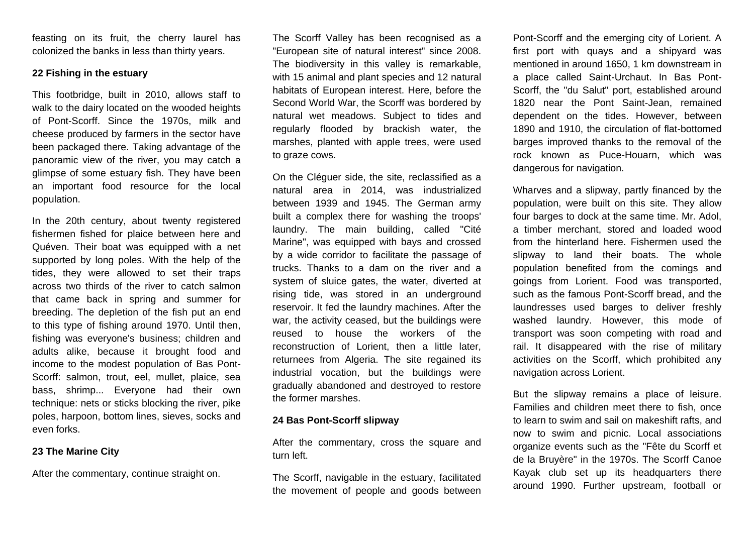feasting on its fruit, the cherry laurel has colonized the banks in less than thirty years.

### 22 Fishing in the estuary

This footbridge, built in 2010, allows staff to walk to the dairy located on the wooded heights of Pont-Scorff. Since the 1970s, milk and cheese produced by farmers in the sector have been packaged there. Taking advantage of the panoramic view of the river, you may catch a glimpse of some estuary fish. They have been an important food resource for the local population.

In the 20th century, about twenty registered fishermen fished for plaice between here and Quéven. Their boat was equipped with a net supported by long poles. With the help of the tides, they were allowed to set their traps across two thirds of the river to catch salmon that came back in spring and summer for breeding. The depletion of the fish put an end to this type of fishing around 1970. Until then, fishing was everyone's business; children and adults alike, because it brought food and income to the modest population of Bas Pont-Scorff: salmon, trout, eel, mullet, plaice, sea bass, shrimp... Everyone had their own technique: nets or sticks blocking the river, pike poles, harpoon, bottom lines, sieves, socks and even forks.

### 23 The Marine City

After the commentary, continue straight on.

The Scorff Valley has been recognised as a "European site of natural interest" since 2008. The biodiversity in this valley is remarkable, with 15 animal and plant species and 12 natural habitats of European interest. Here, before the Second World War, the Scorff was bordered by natural wet meadows. Subject to tides and regularly flooded by brackish water, the marshes, planted with apple trees, were used to graze cows.

On the Cléguer side, the site, reclassified as a natural area in 2014, was industrialized between 1939 and 1945. The German army built a complex there for washing the troops' laundry. The main building, called "Cité Marine", was equipped with bays and crossed by a wide corridor to facilitate the passage of trucks. Thanks to a dam on the river and a system of sluice gates, the water, diverted at rising tide, was stored in an underground reservoir. It fed the laundry machines. After the war, the activity ceased, but the buildings were reused to house the workers of the reconstruction of Lorient, then a little later, returnees from Algeria. The site regained its industrial vocation, but the buildings were gradually abandoned and destroyed to restore the former marshes.

### 24 Bas Pont-Scorff slipway

After the commentary, cross the square and turn left.

The Scorff, navigable in the estuary, facilitated the movement of people and goods between Pont-Scorff and the emerging city of Lorient. A first port with quays and a shipyard was mentioned in around 1650, 1 km downstream in a place called Saint-Urchaut. In Bas Pont-Scorff, the "du Salut" port, established around 1820 near the Pont Saint-Jean, remained dependent on the tides. However, between 1890 and 1910, the circulation of flat-bottomed barges improved thanks to the removal of the rock known as Puce-Houarn, which was dangerous for navigation.

Wharves and a slipway, partly financed by the population, were built on this site. They allow four barges to dock at the same time. Mr. Adol, a timber merchant, stored and loaded wood from the hinterland here. Fishermen used the slipway to land their boats. The whole population benefited from the comings and goings from Lorient. Food was transported, such as the famous Pont-Scorff bread, and the laundresses used barges to deliver freshly washed laundry. However, this mode of transport was soon competing with road and rail. It disappeared with the rise of military activities on the Scorff, which prohibited any navigation across Lorient.

But the slipway remains a place of leisure. Families and children meet there to fish, once to learn to swim and sail on makeshift rafts, and now to swim and picnic. Local associations organize events such as the "Fête du Scorff et de la Bruyère" in the 1970s. The Scorff Canoe Kayak club set up its headquarters there around 1990. Further upstream, football or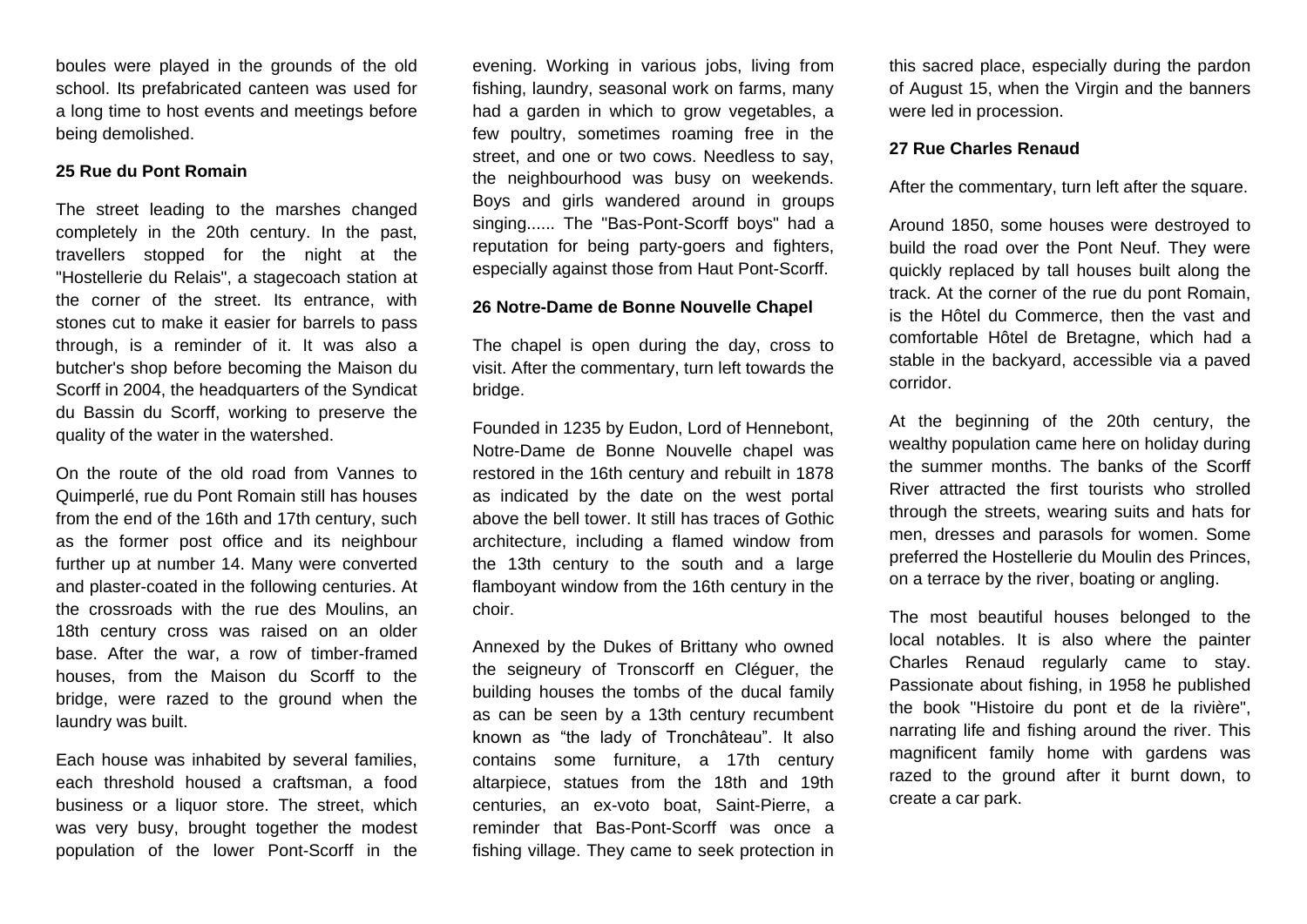boules were played in the grounds of the old school. Its prefabricated canteen was used for a long time to host events and meetings before being demolished.

**25 Rue du Pont Romain**

The street leading to the marshes changed completely in the 20th century. In the past, travellers stopped for the night at the "Hostellerie du Relais", a stagecoach station at the corner of the street. Its entrance, with stones cut to make it easier for barrels to pass through, is a reminder of it. It was also a butcher's shop before becoming the Maison du Scorff in 2004, the headquarters of the Syndicat du Bassin du Scorff, working to preserve the quality of the water in the watershed.

On the route of the old road from Vannes to Quimperlé, rue du Pont Romain still has houses from the end of the 16th and 17th century, such as the former post office and its neighbour further up at number 14. Many were converted and plaster-coated in the following centuries. At the crossroads with the rue des Moulins, an 18th century cross was raised on an older base. After the war, a row of timber-framed houses, from the Maison du Scorff to the bridge, were razed to the ground when the laundry was built.

Each house was inhabited by several families, each threshold housed a craftsman, a food business or a liquor store. The street, which was very busy, brought together the modest population of the lower Pont-Scorff in the evening. Working in various jobs, living from fishing, laundry, seasonal work on farms, many had a garden in which to grow vegetables, a few poultry, sometimes roaming free in the street, and one or two cows. Needless to say, the neighbourhood was busy on weekends. Boys and girls wandered around in groups singing...... The "Bas-Pont-Scorff boys" had a reputation for being party-goers and fighters, especially against those from Haut Pont-Scorff.

**26 Notre-Dame de Bonne Nouvelle Chapel**

The chapel is open during the day, cross to visit. After the commentary, turn left towards the bridge.

Founded in 1235 by Eudon, Lord of Hennebont, Notre-Dame de Bonne Nouvelle chapel was restored in the 16th century and rebuilt in 1878 as indicated by the date on the west portal above the bell tower. It still has traces of Gothic architecture, including a flamed window from the 13th century to the south and a large flamboyant window from the 16th century in the choir.

Annexed by the Dukes of Brittany who owned the seigneury of Tronscorff en Cléguer, the building houses the tombs of the ducal family as can be seen by a 13th century recumbent known as "the lady of Tronchâteau". It also contains some furniture, a 17th century altarpiece, statues from the 18th and 19th centuries, an ex-voto boat, Saint-Pierre, a reminder that Bas-Pont-Scorff was once a fishing village. They came to seek protection in this sacred place, especially during the pardon of August 15, when the Virgin and the banners were led in procession.

**27 Rue Charles Renaud**

After the commentary, turn left after the square.

Around 1850, some houses were destroyed to build the road over the Pont Neuf. They were quickly replaced by tall houses built along the track. At the corner of the rue du pont Romain, is the Hôtel du Commerce, then the vast and comfortable Hôtel de Bretagne, which had a stable in the backyard, accessible via a paved corridor.

At the beginning of the 20th century, the wealthy population came here on holiday during the summer months. The banks of the Scorff River attracted the first tourists who strolled through the streets, wearing suits and hats for men, dresses and parasols for women. Some preferred the Hostellerie du Moulin des Princes, on a terrace by the river, boating or angling.

The most beautiful houses belonged to the local notables. It is also where the painter Charles Renaud regularly came to stay. Passionate about fishing, in 1958 he published the book "Histoire du pont et de la rivière", narrating life and fishing around the river. This magnificent family home with gardens was razed to the ground after it burnt down, to create a car park.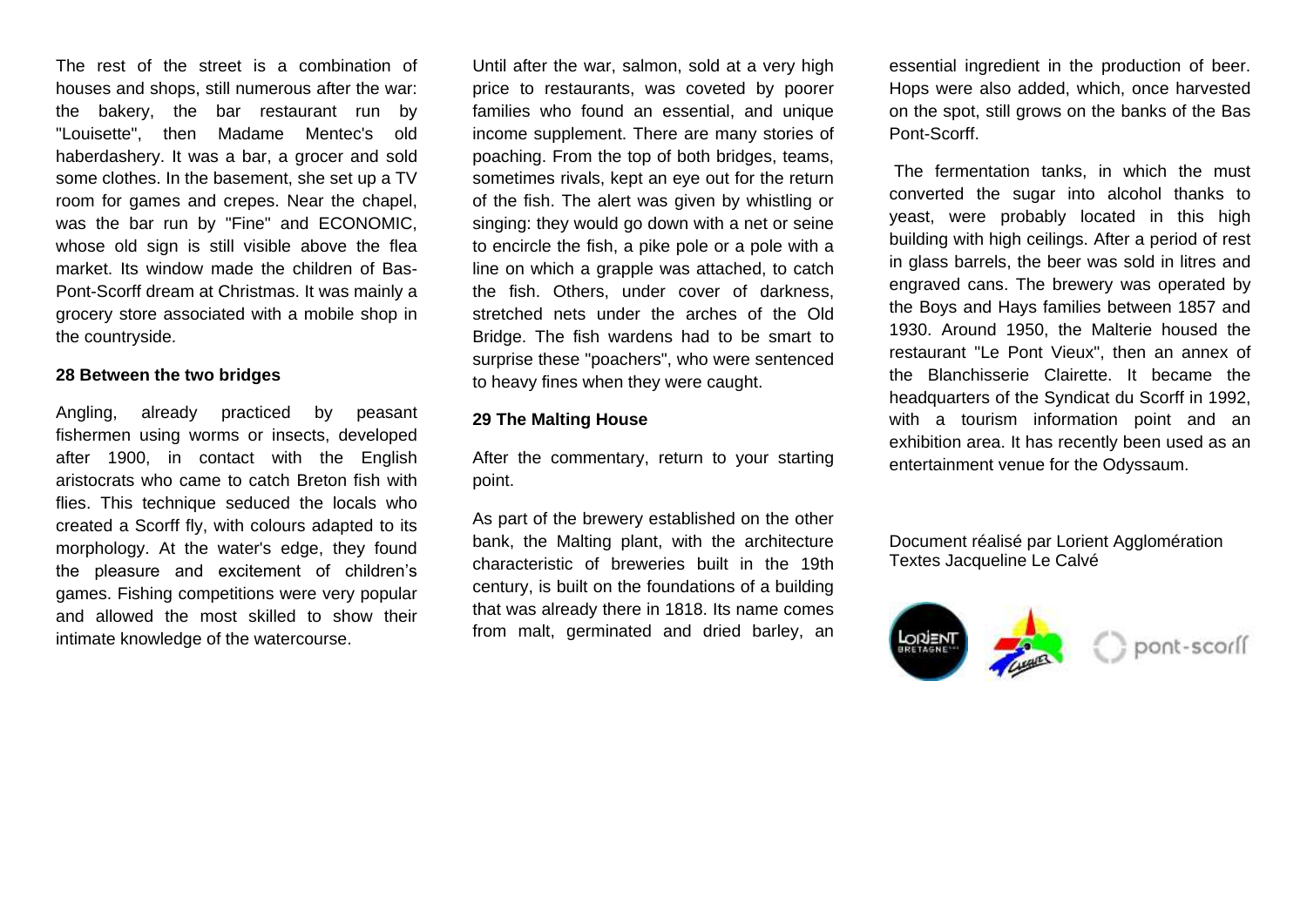The rest of the street is a combination of houses and shops, still numerous after the war: the bakery, the bar restaurant run by "Louisette", then Madame Mentec's old haberdashery. It was a bar, a grocer and sold some clothes. In the basement, she set up a TV room for games and crepes. Near the chapel, was the bar run by "Fine" and ECONOMIC, whose old sign is still visible above the flea market. Its window made the children of Bas-Pont-Scorff dream at Christmas. It was mainly a grocery store associated with a mobile shop in the countryside.

**28 Between the two bridges**

Angling, already practiced by peasant fishermen using worms or insects, developed after 1900, in contact with the English aristocrats who came to catch Breton fish with flies. This technique seduced the locals who created a Scorff fly, with colours adapted to its morphology. At the water's edge, they found the pleasure and excitement of children's games. Fishing competitions were very popular and allowed the most skilled to show their intimate knowledge of the watercourse.

Until after the war, salmon, sold at a very high price to restaurants, was coveted by poorer families who found an essential, and unique income supplement. There are many stories of poaching. From the top of both bridges, teams, sometimes rivals, kept an eye out for the return of the fish. The alert was given by whistling or singing: they would go down with a net or seine to encircle the fish, a pike pole or a pole with a line on which a grapple was attached, to catch the fish. Others, under cover of darkness, stretched nets under the arches of the Old Bridge. The fish wardens had to be smart to surprise these "poachers", who were sentenced to heavy fines when they were caught.

**29 The Malting House**

After the commentary, return to your starting point.

As part of the brewery established on the other bank, the Malting plant, with the architecture characteristic of breweries built in the 19th century, is built on the foundations of a building that was already there in 1818. Its name comes from malt, germinated and dried barley, an essential ingredient in the production of beer. Hops were also added, which, once harvested on the spot, still grows on the banks of the Bas Pont-Scorff.

The fermentation tanks, in which the must converted the sugar into alcohol thanks to yeast, were probably located in this high building with high ceilings. After a period of rest in glass barrels, the beer was sold in litres and engraved cans. The brewery was operated by the Boys and Hays families between 1857 and 1930. Around 1950, the Malterie housed the restaurant "Le Pont Vieux", then an annex of the Blanchisserie Clairette. It became the headquarters of the Syndicat du Scorff in 1992, with a tourism information point and an exhibition area. It has recently been used as an entertainment venue for the Odyssaum.

Document réalisé par Lorient Agglomération
Textes Jacqueline Le Calvé